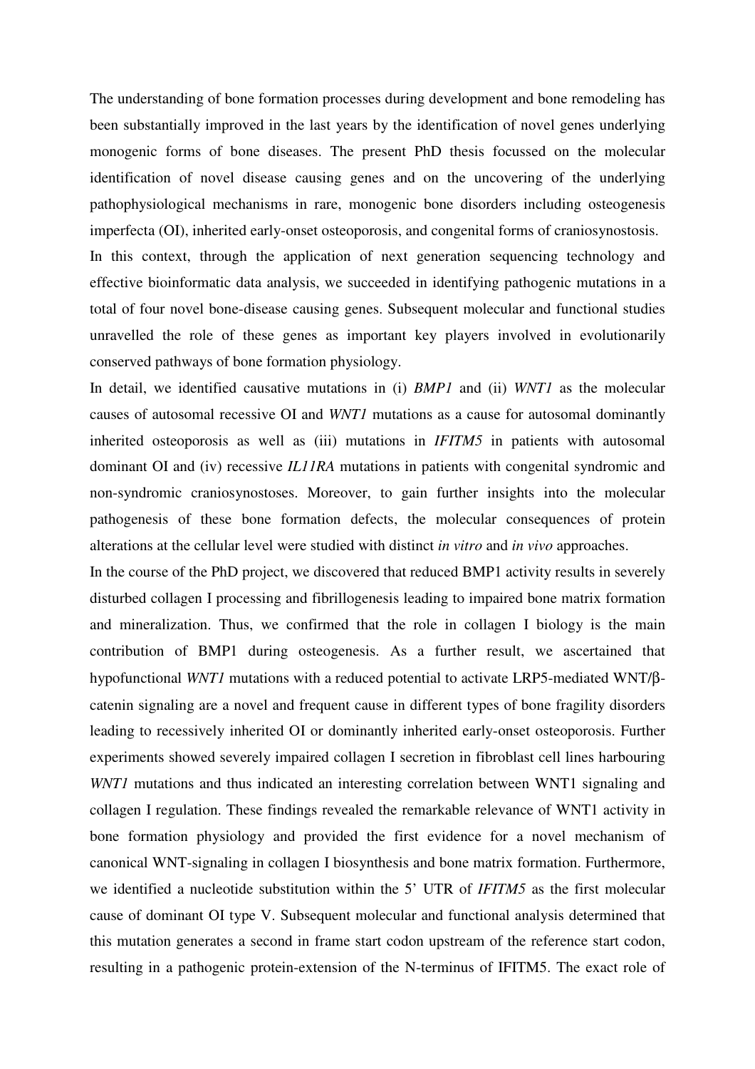The understanding of bone formation processes during development and bone remodeling has been substantially improved in the last years by the identification of novel genes underlying monogenic forms of bone diseases. The present PhD thesis focussed on the molecular identification of novel disease causing genes and on the uncovering of the underlying pathophysiological mechanisms in rare, monogenic bone disorders including osteogenesis imperfecta (OI), inherited early-onset osteoporosis, and congenital forms of craniosynostosis.

In this context, through the application of next generation sequencing technology and effective bioinformatic data analysis, we succeeded in identifying pathogenic mutations in a total of four novel bone-disease causing genes. Subsequent molecular and functional studies unravelled the role of these genes as important key players involved in evolutionarily conserved pathways of bone formation physiology.

In detail, we identified causative mutations in (i) *BMP1* and (ii) *WNT1* as the molecular causes of autosomal recessive OI and *WNT1* mutations as a cause for autosomal dominantly inherited osteoporosis as well as (iii) mutations in *IFITM5* in patients with autosomal dominant OI and (iv) recessive *IL11RA* mutations in patients with congenital syndromic and non-syndromic craniosynostoses. Moreover, to gain further insights into the molecular pathogenesis of these bone formation defects, the molecular consequences of protein alterations at the cellular level were studied with distinct *in vitro* and *in vivo* approaches.

In the course of the PhD project, we discovered that reduced BMP1 activity results in severely disturbed collagen I processing and fibrillogenesis leading to impaired bone matrix formation and mineralization. Thus, we confirmed that the role in collagen I biology is the main contribution of BMP1 during osteogenesis. As a further result, we ascertained that hypofunctional *WNT1* mutations with a reduced potential to activate LRP5-mediated WNT/β-catenin signaling are a novel and frequent cause in different types of bone fragility disorders leading to recessively inherited OI or dominantly inherited early-onset osteoporosis. Further experiments showed severely impaired collagen I secretion in fibroblast cell lines harbouring *WNT1* mutations and thus indicated an interesting correlation between WNT1 signaling and collagen I regulation. These findings revealed the remarkable relevance of WNT1 activity in bone formation physiology and provided the first evidence for a novel mechanism of canonical WNT-signaling in collagen I biosynthesis and bone matrix formation. Furthermore, we identified a nucleotide substitution within the 5' UTR of *IFITM5* as the first molecular cause of dominant OI type V. Subsequent molecular and functional analysis determined that this mutation generates a second in frame start codon upstream of the reference start codon, resulting in a pathogenic protein-extension of the N-terminus of IFITM5. The exact role of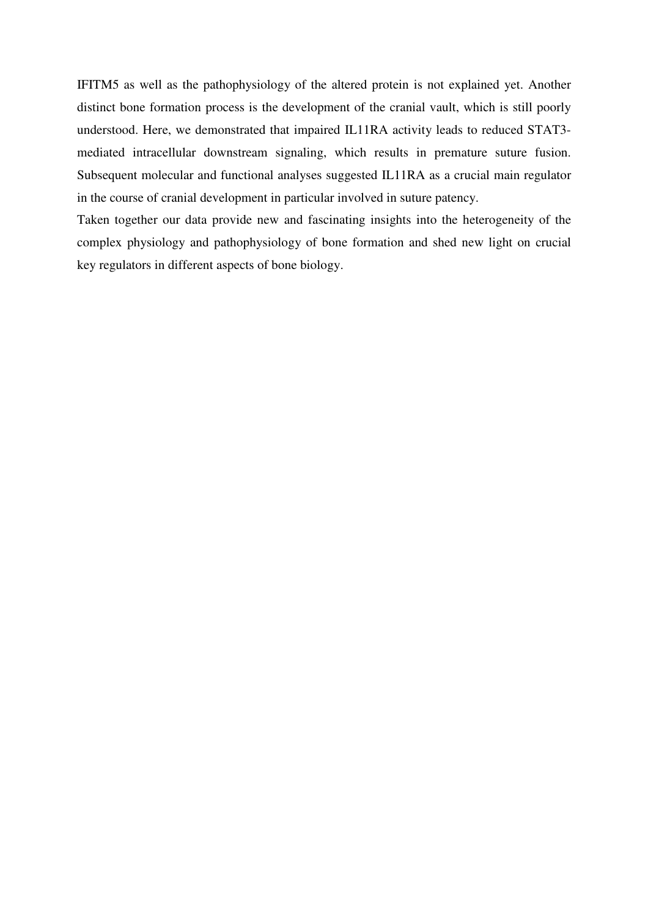IFITM5 as well as the pathophysiology of the altered protein is not explained yet. Another distinct bone formation process is the development of the cranial vault, which is still poorly understood. Here, we demonstrated that impaired IL11RA activity leads to reduced STAT3-mediated intracellular downstream signaling, which results in premature suture fusion. Subsequent molecular and functional analyses suggested IL11RA as a crucial main regulator in the course of cranial development in particular involved in suture patency.

Taken together our data provide new and fascinating insights into the heterogeneity of the complex physiology and pathophysiology of bone formation and shed new light on crucial key regulators in different aspects of bone biology.